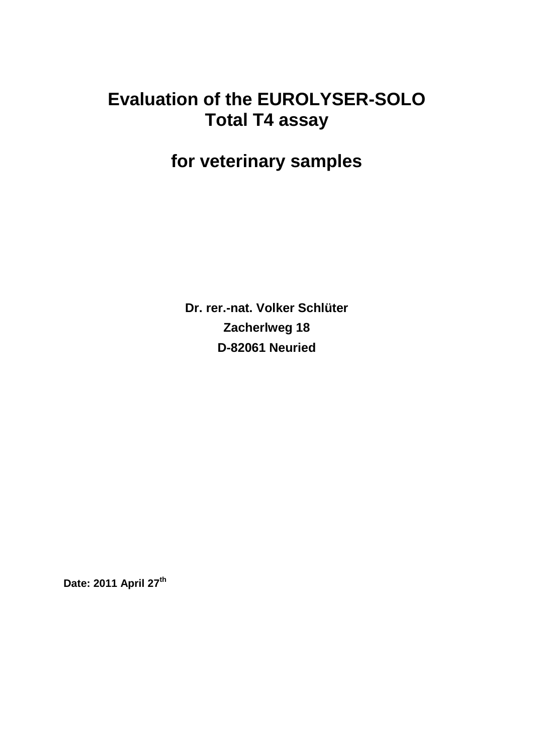# Evaluation of the EUROLYSER-SOLO Total T4 assay

# for veterinary samples

**Dr. rer.-nat. Volker Schlüter**

**Zacherlweg 18**

**D-82061 Neuried**

**Date: 2011 April 27th**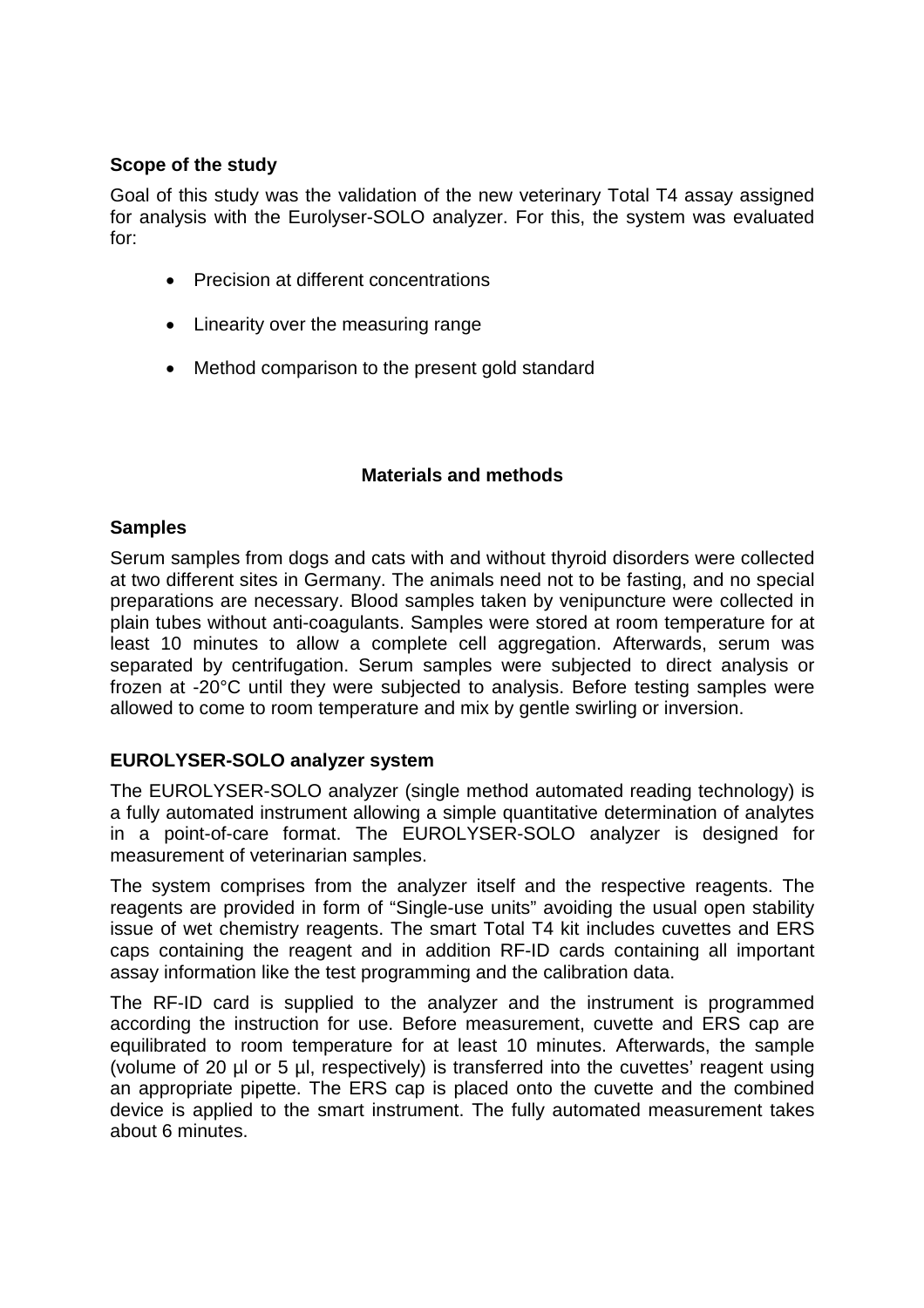**Scope of the study**

Goal of this study was the validation of the new veterinary Total T4 assay assigned for analysis with the Eurolyser-SOLO analyzer. For this, the system was evaluated for:

- Precision at different concentrations
- Linearity over the measuring range
- Method comparison to the present gold standard

## Materials and methods

**Samples**

Serum samples from dogs and cats with and without thyroid disorders were collected at two different sites in Germany. The animals need not to be fasting, and no special preparations are necessary. Blood samples taken by venipuncture were collected in plain tubes without anti-coagulants. Samples were stored at room temperature for at least 10 minutes to allow a complete cell aggregation. Afterwards, serum was separated by centrifugation. Serum samples were subjected to direct analysis or frozen at -20°C until they were subjected to analysis. Before testing samples were allowed to come to room temperature and mix by gentle swirling or inversion.

**EUROLYSER-SOLO analyzer system**

The EUROLYSER-SOLO analyzer (single method automated reading technology) is a fully automated instrument allowing a simple quantitative determination of analytes in a point-of-care format. The EUROLYSER-SOLO analyzer is designed for measurement of veterinarian samples.

The system comprises from the analyzer itself and the respective reagents. The reagents are provided in form of "Single-use units" avoiding the usual open stability issue of wet chemistry reagents. The smart Total T4 kit includes cuvettes and ERS caps containing the reagent and in addition RF-ID cards containing all important assay information like the test programming and the calibration data.

The RF-ID card is supplied to the analyzer and the instrument is programmed according the instruction for use. Before measurement, cuvette and ERS cap are equilibrated to room temperature for at least 10 minutes. Afterwards, the sample (volume of 20 µl or 5 µl, respectively) is transferred into the cuvettes' reagent using an appropriate pipette. The ERS cap is placed onto the cuvette and the combined device is applied to the smart instrument. The fully automated measurement takes about 6 minutes.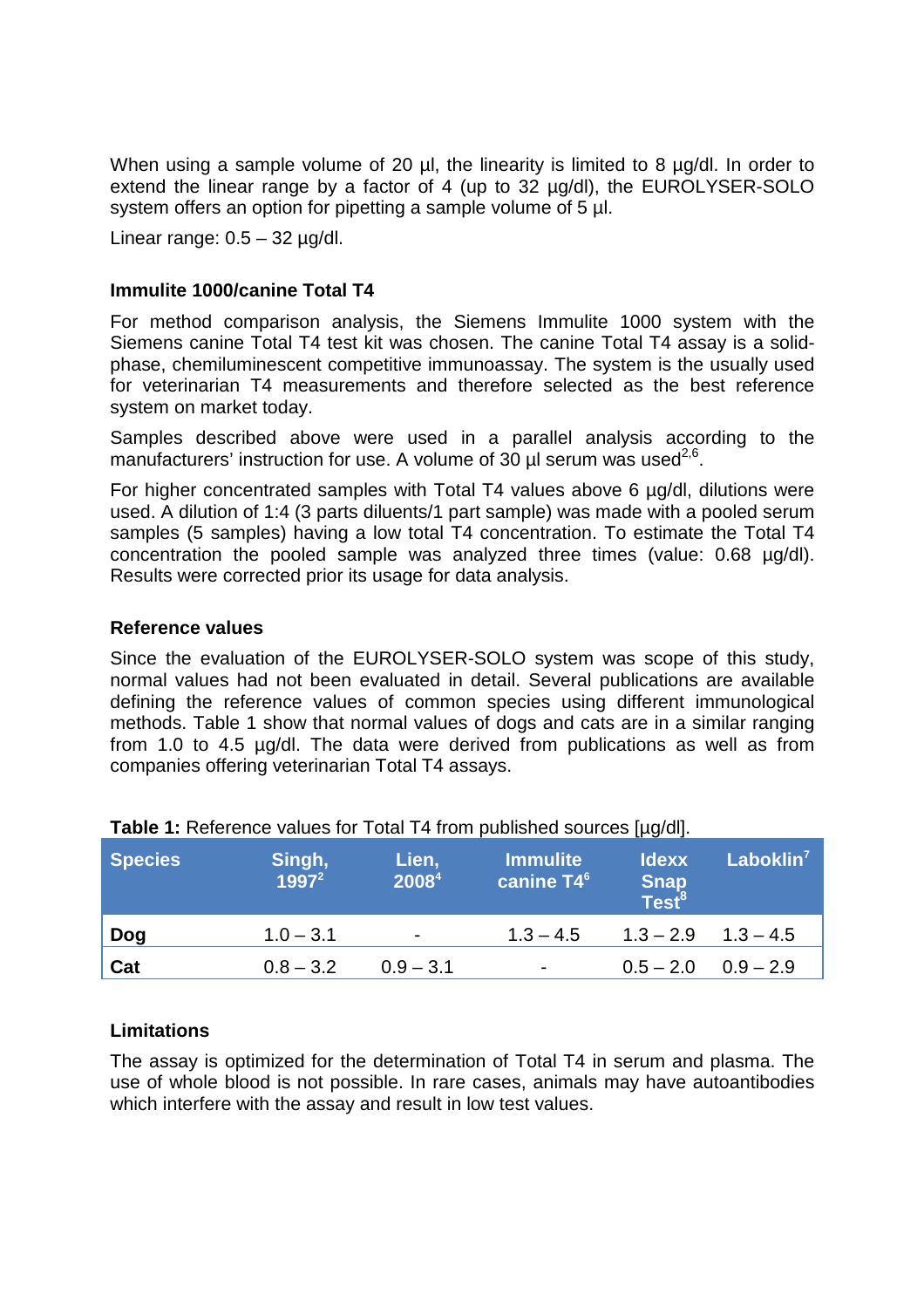When using a sample volume of 20 µl, the linearity is limited to 8 µg/dl. In order to extend the linear range by a factor of 4 (up to 32 µg/dl), the EUROLYSER-SOLO system offers an option for pipetting a sample volume of 5 µl.

Linear range: 0.5 – 32 µg/dl.

### Immulite 1000/canine Total T4

For method comparison analysis, the Siemens Immulite 1000 system with the Siemens canine Total T4 test kit was chosen. The canine Total T4 assay is a solid-phase, chemiluminescent competitive immunoassay. The system is the usually used for veterinarian T4 measurements and therefore selected as the best reference system on market today.

Samples described above were used in a parallel analysis according to the manufacturers' instruction for use. A volume of 30 µl serum was used[2,6].

For higher concentrated samples with Total T4 values above 6 µg/dl, dilutions were used. A dilution of 1:4 (3 parts diluents/1 part sample) was made with a pooled serum samples (5 samples) having a low total T4 concentration. To estimate the Total T4 concentration the pooled sample was analyzed three times (value: 0.68 µg/dl). Results were corrected prior its usage for data analysis.

### Reference values

Since the evaluation of the EUROLYSER-SOLO system was scope of this study, normal values had not been evaluated in detail. Several publications are available defining the reference values of common species using different immunological methods. Table 1 show that normal values of dogs and cats are in a similar ranging from 1.0 to 4.5 µg/dl. The data were derived from publications as well as from companies offering veterinarian Total T4 assays.

**Table 1:** Reference values for Total T4 from published sources [µg/dl].

| Species | Singh, 1997[2] | Lien, 2008[4] | Immulite canine T4[6] | Idexx Snap Test[8] | Laboklin[7] |
|---|---|---|---|---|---|
| **Dog** | 1.0 – 3.1 | - | 1.3 – 4.5 | 1.3 – 2.9 | 1.3 – 4.5 |
| **Cat** | 0.8 – 3.2 | 0.9 – 3.1 | - | 0.5 – 2.0 | 0.9 – 2.9 |

### Limitations

The assay is optimized for the determination of Total T4 in serum and plasma. The use of whole blood is not possible. In rare cases, animals may have autoantibodies which interfere with the assay and result in low test values.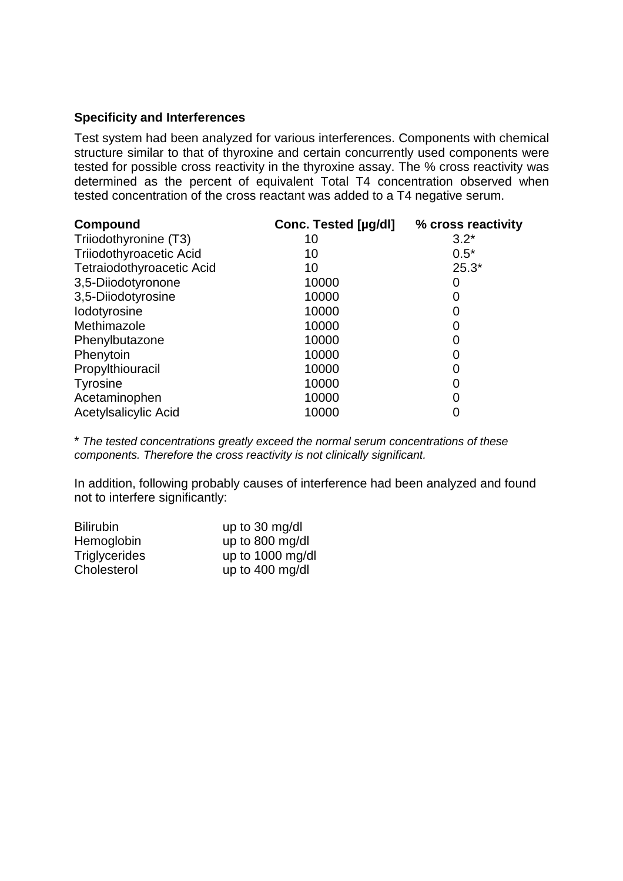**Specificity and Interferences**

Test system had been analyzed for various interferences. Components with chemical structure similar to that of thyroxine and certain concurrently used components were tested for possible cross reactivity in the thyroxine assay. The % cross reactivity was determined as the percent of equivalent Total T4 concentration observed when tested concentration of the cross reactant was added to a T4 negative serum.

| Compound | Conc. Tested [µg/dl] | % cross reactivity |
|---|---|---|
| Triiodothyronine (T3) | 10 | 3.2* |
| Triiodothyroacetic Acid | 10 | 0.5* |
| Tetraiodothyroacetic Acid | 10 | 25.3* |
| 3,5-Diiodotyronone | 10000 | 0 |
| 3,5-Diiodotyrosine | 10000 | 0 |
| Iodotyrosine | 10000 | 0 |
| Methimazole | 10000 | 0 |
| Phenylbutazone | 10000 | 0 |
| Phenytoin | 10000 | 0 |
| Propylthiouracil | 10000 | 0 |
| Tyrosine | 10000 | 0 |
| Acetaminophen | 10000 | 0 |
| Acetylsalicylic Acid | 10000 | 0 |

* *The tested concentrations greatly exceed the normal serum concentrations of these components. Therefore the cross reactivity is not clinically significant.*

In addition, following probably causes of interference had been analyzed and found not to interfere significantly:

| | |
|---|---|
| Bilirubin | up to 30 mg/dl |
| Hemoglobin | up to 800 mg/dl |
| Triglycerides | up to 1000 mg/dl |
| Cholesterol | up to 400 mg/dl |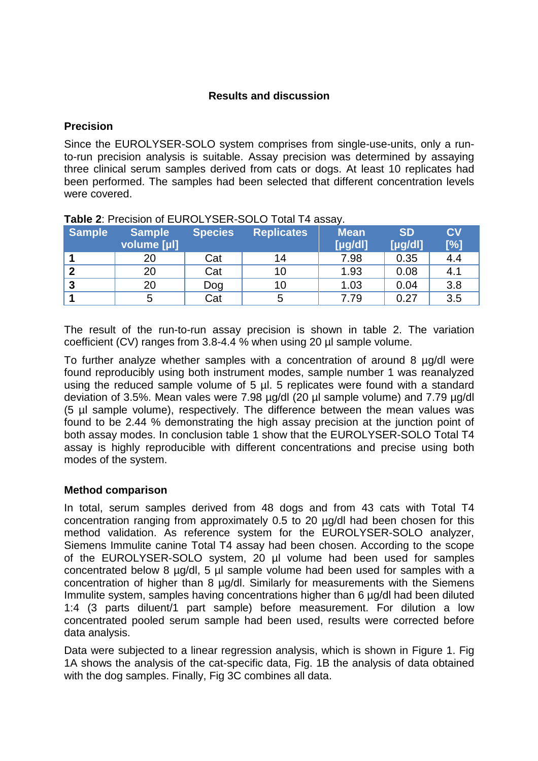## Results and discussion

### Precision

Since the EUROLYSER-SOLO system comprises from single-use-units, only a run-to-run precision analysis is suitable. Assay precision was determined by assaying three clinical serum samples derived from cats or dogs. At least 10 replicates had been performed. The samples had been selected that different concentration levels were covered.

**Table 2**: Precision of EUROLYSER-SOLO Total T4 assay.

| Sample | Sample volume [µl] | Species | Replicates | Mean [µg/dl] | SD [µg/dl] | CV [%] |
|---|---|---|---|---|---|---|
| **1** | 20 | Cat | 14 | 7.98 | 0.35 | 4.4 |
| **2** | 20 | Cat | 10 | 1.93 | 0.08 | 4.1 |
| **3** | 20 | Dog | 10 | 1.03 | 0.04 | 3.8 |
| **1** | 5 | Cat | 5 | 7.79 | 0.27 | 3.5 |

The result of the run-to-run assay precision is shown in table 2. The variation coefficient (CV) ranges from 3.8-4.4 % when using 20 µl sample volume.

To further analyze whether samples with a concentration of around 8 µg/dl were found reproducibly using both instrument modes, sample number 1 was reanalyzed using the reduced sample volume of 5 µl. 5 replicates were found with a standard deviation of 3.5%. Mean vales were 7.98 µg/dl (20 µl sample volume) and 7.79 µg/dl (5 µl sample volume), respectively. The difference between the mean values was found to be 2.44 % demonstrating the high assay precision at the junction point of both assay modes. In conclusion table 1 show that the EUROLYSER-SOLO Total T4 assay is highly reproducible with different concentrations and precise using both modes of the system.

### Method comparison

In total, serum samples derived from 48 dogs and from 43 cats with Total T4 concentration ranging from approximately 0.5 to 20 µg/dl had been chosen for this method validation. As reference system for the EUROLYSER-SOLO analyzer, Siemens Immulite canine Total T4 assay had been chosen. According to the scope of the EUROLYSER-SOLO system, 20 µl volume had been used for samples concentrated below 8 µg/dl, 5 µl sample volume had been used for samples with a concentration of higher than 8 µg/dl. Similarly for measurements with the Siemens Immulite system, samples having concentrations higher than 6 µg/dl had been diluted 1:4 (3 parts diluent/1 part sample) before measurement. For dilution a low concentrated pooled serum sample had been used, results were corrected before data analysis.

Data were subjected to a linear regression analysis, which is shown in Figure 1. Fig 1A shows the analysis of the cat-specific data, Fig. 1B the analysis of data obtained with the dog samples. Finally, Fig 3C combines all data.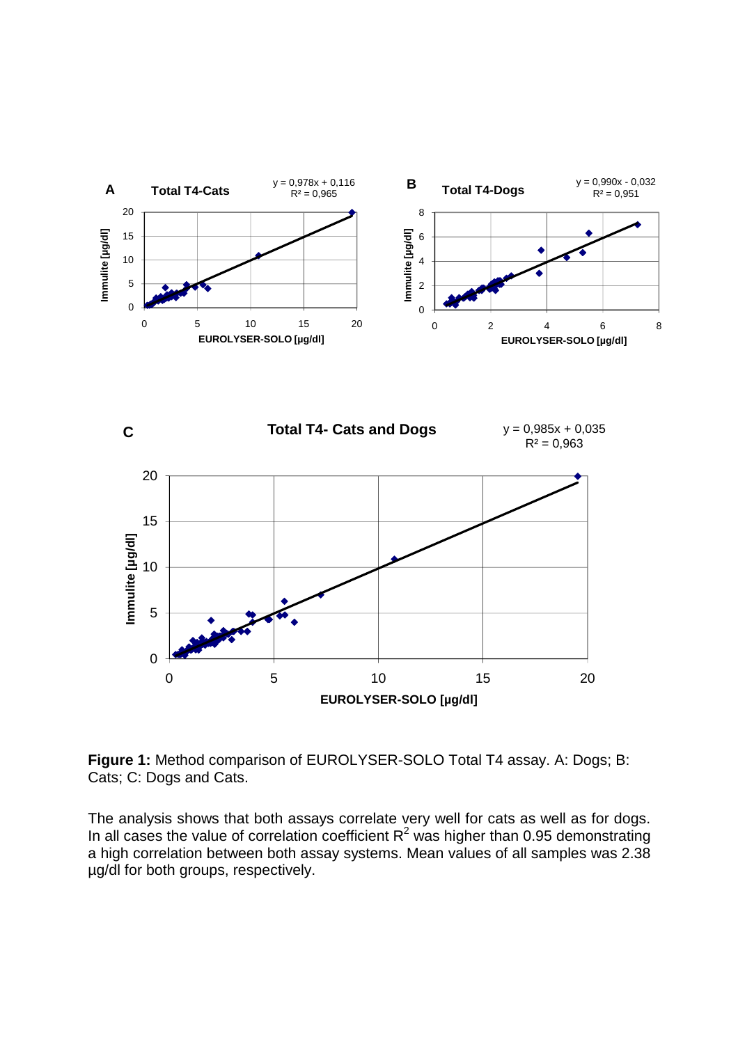**Figure 1:** Method comparison of EUROLYSER-SOLO Total T4 assay. A: Dogs; B: Cats; C: Dogs and Cats.

The analysis shows that both assays correlate very well for cats as well as for dogs. In all cases the value of correlation coefficient $R^2$ was higher than 0.95 demonstrating a high correlation between both assay systems. Mean values of all samples was 2.38 µg/dl for both groups, respectively.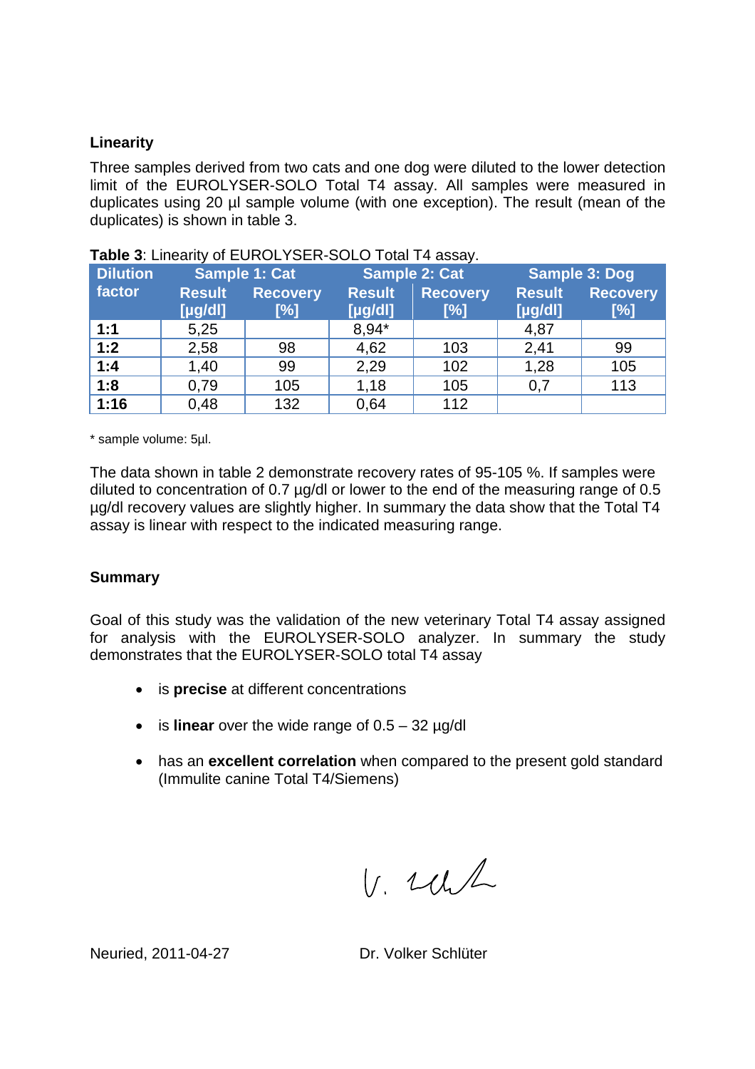**Linearity**

Three samples derived from two cats and one dog were diluted to the lower detection limit of the EUROLYSER-SOLO Total T4 assay. All samples were measured in duplicates using 20 µl sample volume (with one exception). The result (mean of the duplicates) is shown in table 3.

**Table 3**: Linearity of EUROLYSER-SOLO Total T4 assay.

| Dilution factor | Sample 1: Cat | | Sample 2: Cat | | Sample 3: Dog | |
|---|---|---|---|---|---|---|
| | Result [µg/dl] | Recovery [%] | Result [µg/dl] | Recovery [%] | Result [µg/dl] | Recovery [%] |
| **1:1** | 5,25 | | 8,94* | | 4,87 | |
| **1:2** | 2,58 | 98 | 4,62 | 103 | 2,41 | 99 |
| **1:4** | 1,40 | 99 | 2,29 | 102 | 1,28 | 105 |
| **1:8** | 0,79 | 105 | 1,18 | 105 | 0,7 | 113 |
| **1:16** | 0,48 | 132 | 0,64 | 112 | | |

* sample volume: 5µl.

The data shown in table 2 demonstrate recovery rates of 95-105 %. If samples were diluted to concentration of 0.7 µg/dl or lower to the end of the measuring range of 0.5 µg/dl recovery values are slightly higher. In summary the data show that the Total T4 assay is linear with respect to the indicated measuring range.

**Summary**

Goal of this study was the validation of the new veterinary Total T4 assay assigned for analysis with the EUROLYSER-SOLO analyzer. In summary the study demonstrates that the EUROLYSER-SOLO total T4 assay

- is **precise** at different concentrations
- is **linear** over the wide range of 0.5 – 32 µg/dl
- has an **excellent correlation** when compared to the present gold standard (Immulite canine Total T4/Siemens)

Neuried, 2011-04-27 Dr. Volker Schlüter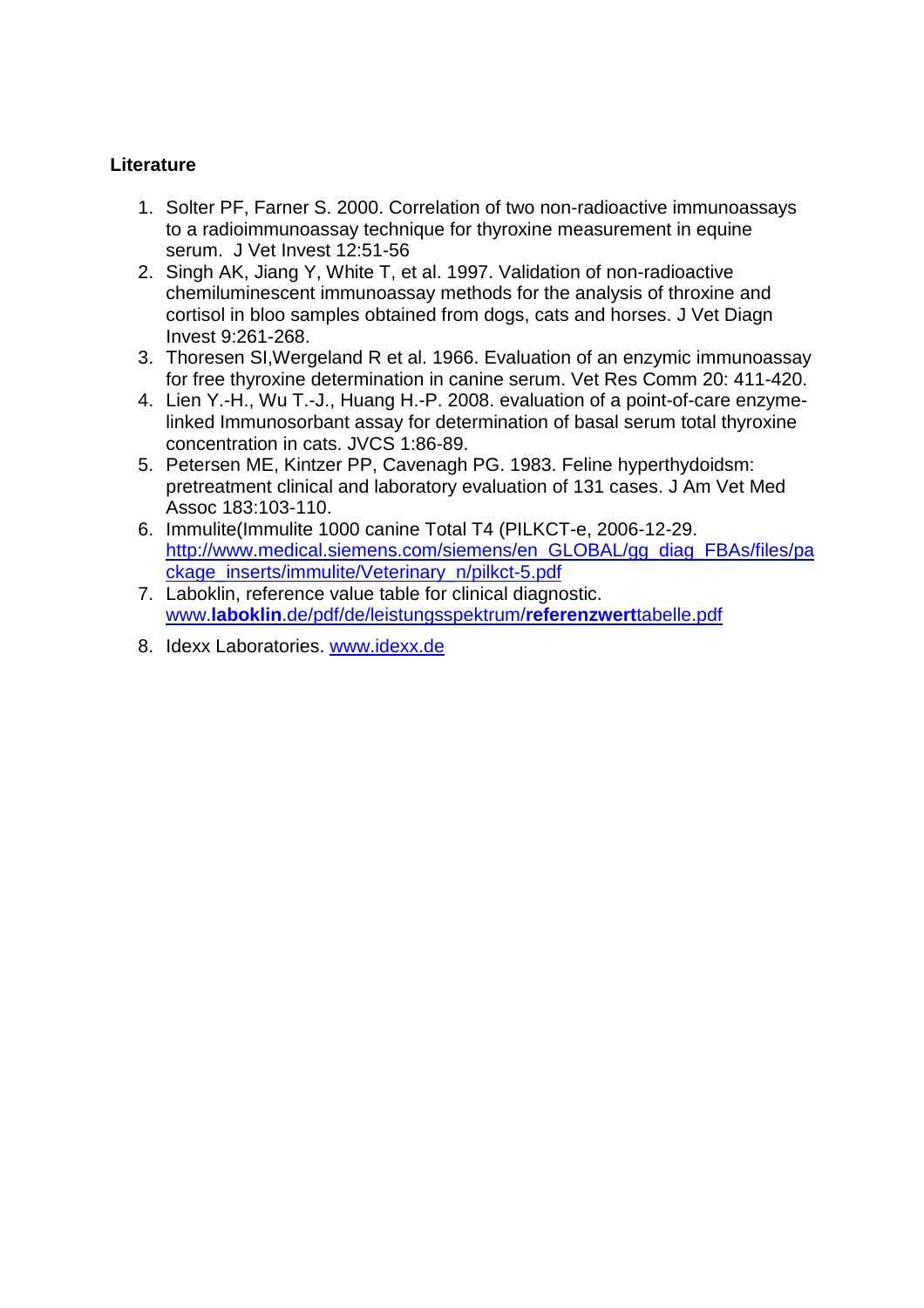**Literature**

1. Solter PF, Farner S. 2000. Correlation of two non-radioactive immunoassays to a radioimmunoassay technique for thyroxine measurement in equine serum. J Vet Invest 12:51-56
2. Singh AK, Jiang Y, White T, et al. 1997. Validation of non-radioactive chemiluminescent immunoassay methods for the analysis of throxine and cortisol in bloo samples obtained from dogs, cats and horses. J Vet Diagn Invest 9:261-268.
3. Thoresen SI,Wergeland R et al. 1966. Evaluation of an enzymic immunoassay for free thyroxine determination in canine serum. Vet Res Comm 20: 411-420.
4. Lien Y.-H., Wu T.-J., Huang H.-P. 2008. evaluation of a point-of-care enzyme-linked Immunosorbant assay for determination of basal serum total thyroxine concentration in cats. JVCS 1:86-89.
5. Petersen ME, Kintzer PP, Cavenagh PG. 1983. Feline hyperthydoidsm: pretreatment clinical and laboratory evaluation of 131 cases. J Am Vet Med Assoc 183:103-110.
6. Immulite(Immulite 1000 canine Total T4 (PILKCT-e, 2006-12-29. http://www.medical.siemens.com/siemens/en_GLOBAL/gg_diag_FBAs/files/package_inserts/immulite/Veterinary_n/pilkct-5.pdf
7. Laboklin, reference value table for clinical diagnostic. www.**laboklin**.de/pdf/de/leistungsspektrum/**referenzwert**tabelle.pdf
8. Idexx Laboratories. www.idexx.de